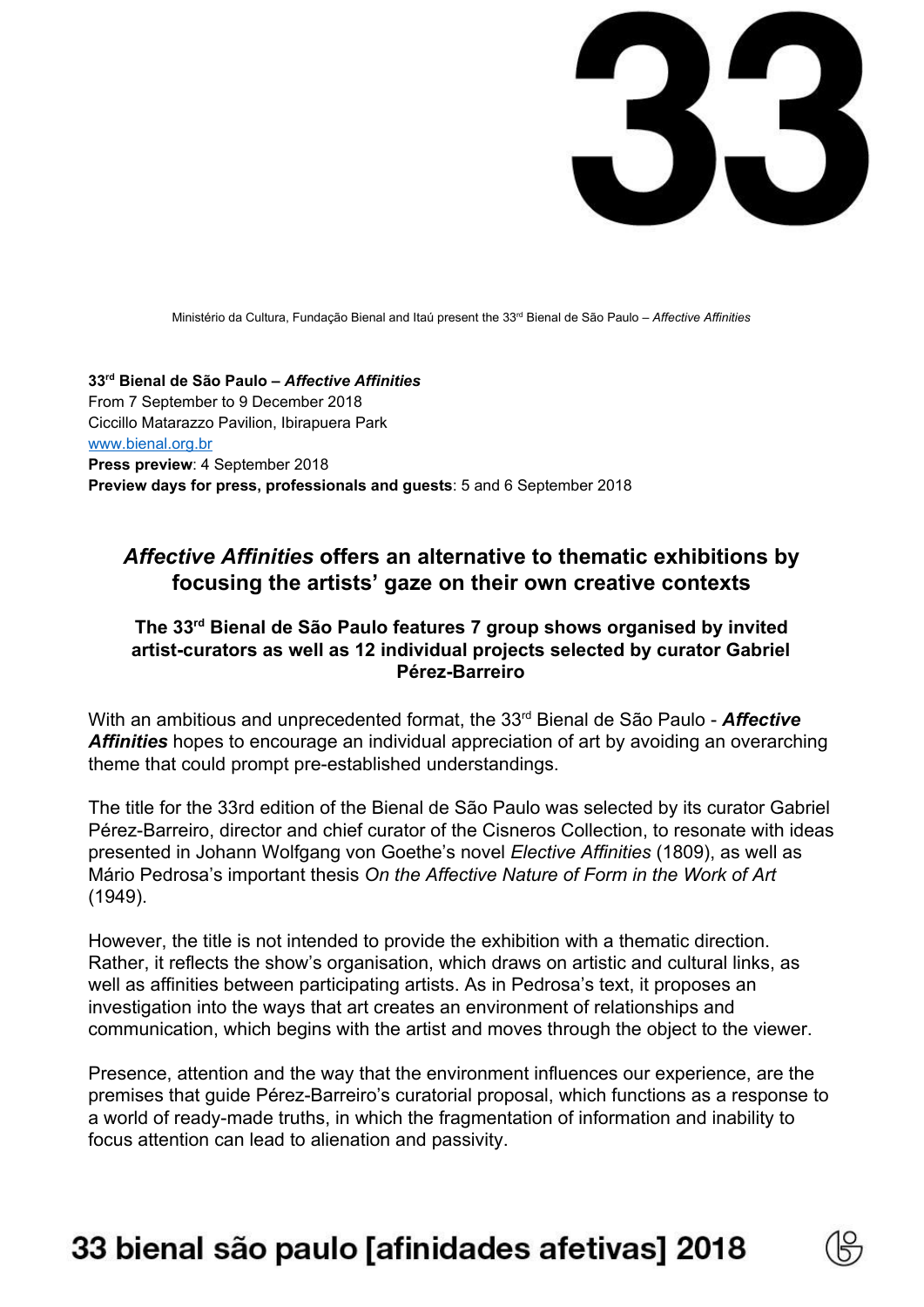33

Ministério da Cultura, Fundação Bienal and Itaú present the 33rd Bienal de São Paulo – *Affective Affinities*

**33rd Bienal de São Paulo –** ***Affective Affinities***
From 7 September to 9 December 2018
Ciccillo Matarazzo Pavilion, Ibirapuera Park
www.bienal.org.br
**Press preview**: 4 September 2018
**Preview days for press, professionals and guests**: 5 and 6 September 2018

## *Affective Affinities* offers an alternative to thematic exhibitions by focusing the artists' gaze on their own creative contexts

### The 33rd Bienal de São Paulo features 7 group shows organised by invited artist-curators as well as 12 individual projects selected by curator Gabriel Pérez-Barreiro

With an ambitious and unprecedented format, the 33rd Bienal de São Paulo - ***Affective Affinities*** hopes to encourage an individual appreciation of art by avoiding an overarching theme that could prompt pre-established understandings.

The title for the 33rd edition of the Bienal de São Paulo was selected by its curator Gabriel Pérez-Barreiro, director and chief curator of the Cisneros Collection, to resonate with ideas presented in Johann Wolfgang von Goethe's novel *Elective Affinities* (1809), as well as Mário Pedrosa's important thesis *On the Affective Nature of Form in the Work of Art* (1949).

However, the title is not intended to provide the exhibition with a thematic direction. Rather, it reflects the show's organisation, which draws on artistic and cultural links, as well as affinities between participating artists. As in Pedrosa's text, it proposes an investigation into the ways that art creates an environment of relationships and communication, which begins with the artist and moves through the object to the viewer.

Presence, attention and the way that the environment influences our experience, are the premises that guide Pérez-Barreiro's curatorial proposal, which functions as a response to a world of ready-made truths, in which the fragmentation of information and inability to focus attention can lead to alienation and passivity.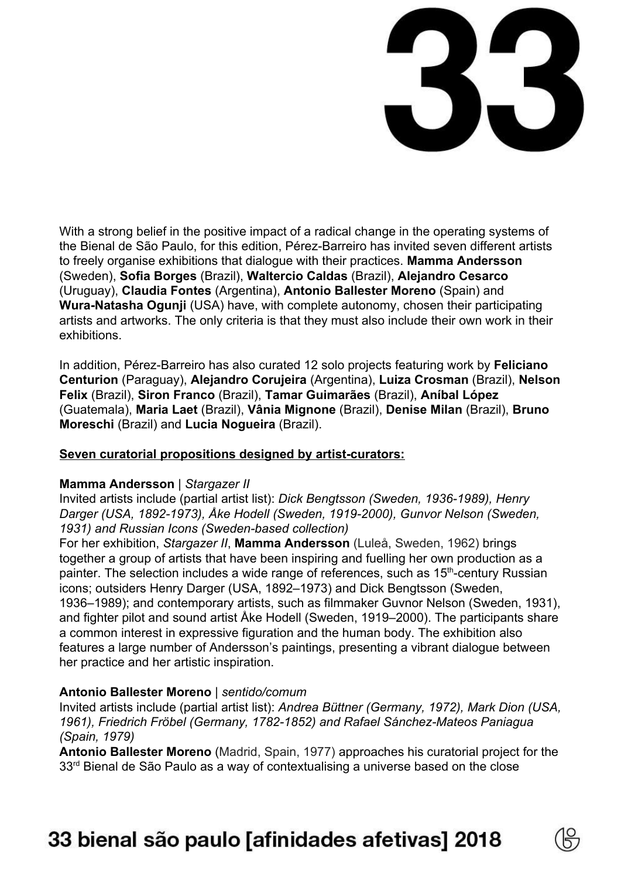With a strong belief in the positive impact of a radical change in the operating systems of the Bienal de São Paulo, for this edition, Pérez-Barreiro has invited seven different artists to freely organise exhibitions that dialogue with their practices. **Mamma Andersson** (Sweden), **Sofia Borges** (Brazil), **Waltercio Caldas** (Brazil), **Alejandro Cesarco** (Uruguay), **Claudia Fontes** (Argentina), **Antonio Ballester Moreno** (Spain) and **Wura-Natasha Ogunji** (USA) have, with complete autonomy, chosen their participating artists and artworks. The only criteria is that they must also include their own work in their exhibitions.

In addition, Pérez-Barreiro has also curated 12 solo projects featuring work by **Feliciano Centurion** (Paraguay), **Alejandro Corujeira** (Argentina), **Luiza Crosman** (Brazil), **Nelson Felix** (Brazil), **Siron Franco** (Brazil), **Tamar Guimarães** (Brazil), **Aníbal López** (Guatemala), **Maria Laet** (Brazil), **Vânia Mignone** (Brazil), **Denise Milan** (Brazil), **Bruno Moreschi** (Brazil) and **Lucia Nogueira** (Brazil).

**Seven curatorial propositions designed by artist-curators:**

**Mamma Andersson** | *Stargazer II*
Invited artists include (partial artist list): *Dick Bengtsson (Sweden, 1936-1989), Henry Darger (USA, 1892-1973), Åke Hodell (Sweden, 1919-2000), Gunvor Nelson (Sweden, 1931) and Russian Icons (Sweden-based collection)*
For her exhibition, *Stargazer II*, **Mamma Andersson** (Luleå, Sweden, 1962) brings together a group of artists that have been inspiring and fuelling her own production as a painter. The selection includes a wide range of references, such as 15th-century Russian icons; outsiders Henry Darger (USA, 1892–1973) and Dick Bengtsson (Sweden, 1936–1989); and contemporary artists, such as filmmaker Guvnor Nelson (Sweden, 1931), and fighter pilot and sound artist Åke Hodell (Sweden, 1919–2000). The participants share a common interest in expressive figuration and the human body. The exhibition also features a large number of Andersson's paintings, presenting a vibrant dialogue between her practice and her artistic inspiration.

**Antonio Ballester Moreno** | *sentido/comum*
Invited artists include (partial artist list): *Andrea Büttner (Germany, 1972), Mark Dion (USA, 1961), Friedrich Fröbel (Germany, 1782-1852) and Rafael Sánchez-Mateos Paniagua (Spain, 1979)*
**Antonio Ballester Moreno** (Madrid, Spain, 1977) approaches his curatorial project for the 33rd Bienal de São Paulo as a way of contextualising a universe based on the close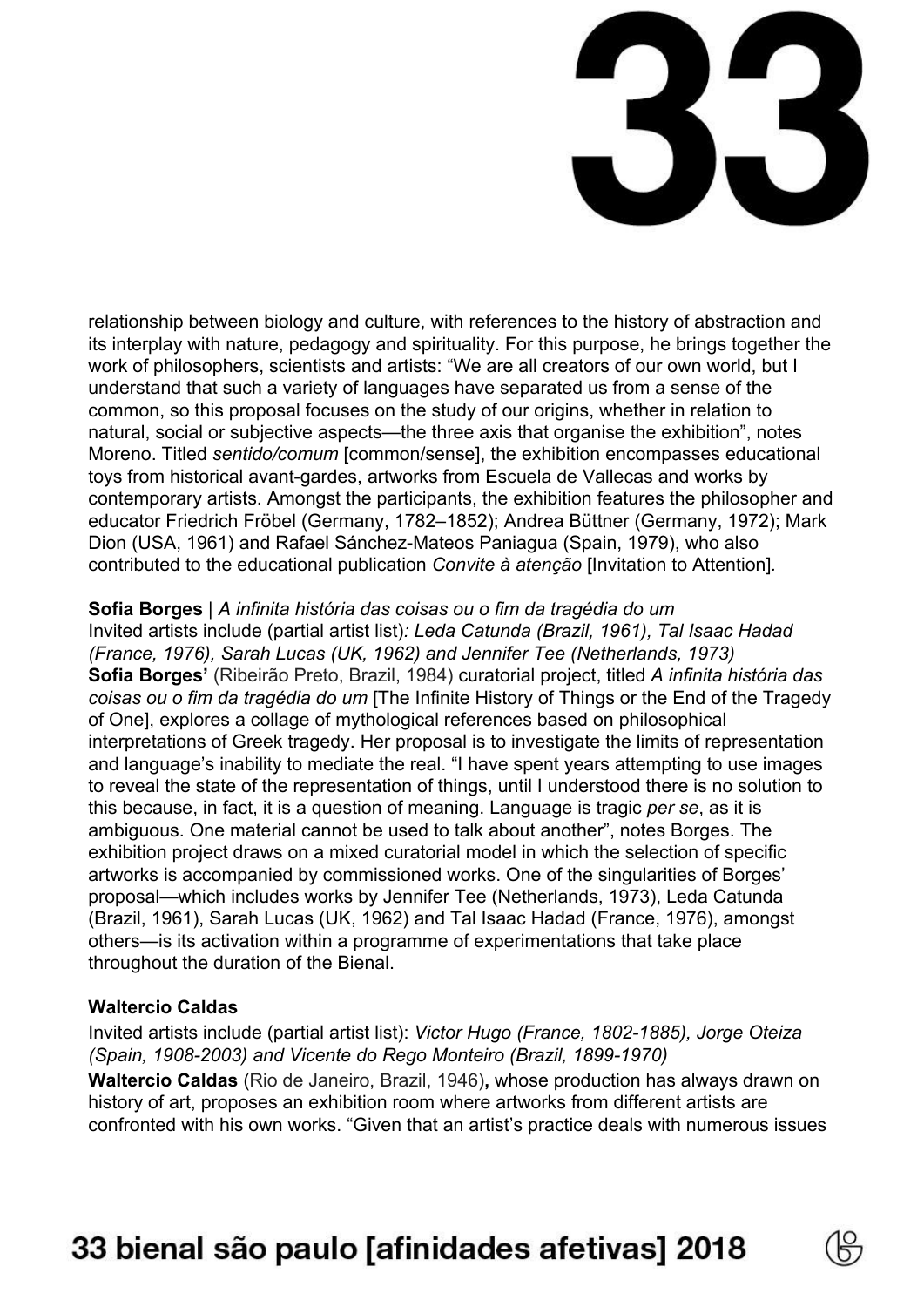relationship between biology and culture, with references to the history of abstraction and its interplay with nature, pedagogy and spirituality. For this purpose, he brings together the work of philosophers, scientists and artists: "We are all creators of our own world, but I understand that such a variety of languages have separated us from a sense of the common, so this proposal focuses on the study of our origins, whether in relation to natural, social or subjective aspects—the three axis that organise the exhibition", notes Moreno. Titled *sentido/comum* [common/sense], the exhibition encompasses educational toys from historical avant-gardes, artworks from Escuela de Vallecas and works by contemporary artists. Amongst the participants, the exhibition features the philosopher and educator Friedrich Fröbel (Germany, 1782–1852); Andrea Büttner (Germany, 1972); Mark Dion (USA, 1961) and Rafael Sánchez-Mateos Paniagua (Spain, 1979), who also contributed to the educational publication *Convite à atenção* [Invitation to Attention].

**Sofia Borges** | *A infinita história das coisas ou o fim da tragédia do um*
Invited artists include (partial artist list)*: Leda Catunda (Brazil, 1961), Tal Isaac Hadad (France, 1976), Sarah Lucas (UK, 1962) and Jennifer Tee (Netherlands, 1973)*
**Sofia Borges'** (Ribeirão Preto, Brazil, 1984) curatorial project, titled *A infinita história das coisas ou o fim da tragédia do um* [The Infinite History of Things or the End of the Tragedy of One], explores a collage of mythological references based on philosophical interpretations of Greek tragedy. Her proposal is to investigate the limits of representation and language's inability to mediate the real. "I have spent years attempting to use images to reveal the state of the representation of things, until I understood there is no solution to this because, in fact, it is a question of meaning. Language is tragic *per se*, as it is ambiguous. One material cannot be used to talk about another", notes Borges. The exhibition project draws on a mixed curatorial model in which the selection of specific artworks is accompanied by commissioned works. One of the singularities of Borges' proposal—which includes works by Jennifer Tee (Netherlands, 1973), Leda Catunda (Brazil, 1961), Sarah Lucas (UK, 1962) and Tal Isaac Hadad (France, 1976), amongst others—is its activation within a programme of experimentations that take place throughout the duration of the Bienal.

**Waltercio Caldas**
Invited artists include (partial artist list): *Victor Hugo (France, 1802-1885), Jorge Oteiza (Spain, 1908-2003) and Vicente do Rego Monteiro (Brazil, 1899-1970)*
**Waltercio Caldas** (Rio de Janeiro, Brazil, 1946)**,** whose production has always drawn on history of art, proposes an exhibition room where artworks from different artists are confronted with his own works. "Given that an artist's practice deals with numerous issues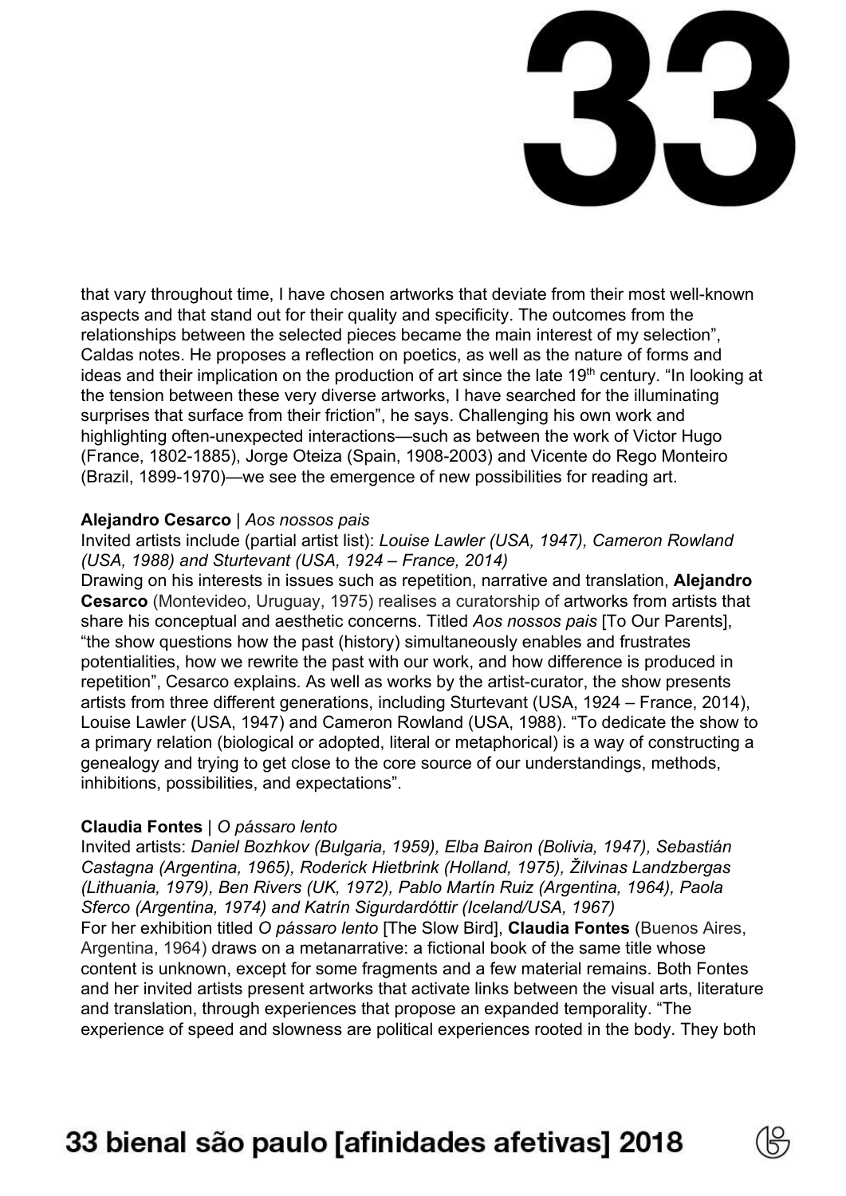that vary throughout time, I have chosen artworks that deviate from their most well-known aspects and that stand out for their quality and specificity. The outcomes from the relationships between the selected pieces became the main interest of my selection", Caldas notes. He proposes a reflection on poetics, as well as the nature of forms and ideas and their implication on the production of art since the late 19th century. "In looking at the tension between these very diverse artworks, I have searched for the illuminating surprises that surface from their friction", he says. Challenging his own work and highlighting often-unexpected interactions—such as between the work of Victor Hugo (France, 1802-1885), Jorge Oteiza (Spain, 1908-2003) and Vicente do Rego Monteiro (Brazil, 1899-1970)—we see the emergence of new possibilities for reading art.

**Alejandro Cesarco** | *Aos nossos pais*

Invited artists include (partial artist list): *Louise Lawler (USA, 1947), Cameron Rowland (USA, 1988) and Sturtevant (USA, 1924 – France, 2014)*

Drawing on his interests in issues such as repetition, narrative and translation, **Alejandro Cesarco** (Montevideo, Uruguay, 1975) realises a curatorship of artworks from artists that share his conceptual and aesthetic concerns. Titled *Aos nossos pais* [To Our Parents], "the show questions how the past (history) simultaneously enables and frustrates potentialities, how we rewrite the past with our work, and how difference is produced in repetition", Cesarco explains. As well as works by the artist-curator, the show presents artists from three different generations, including Sturtevant (USA, 1924 – France, 2014), Louise Lawler (USA, 1947) and Cameron Rowland (USA, 1988). "To dedicate the show to a primary relation (biological or adopted, literal or metaphorical) is a way of constructing a genealogy and trying to get close to the core source of our understandings, methods, inhibitions, possibilities, and expectations".

**Claudia Fontes** | *O pássaro lento*

Invited artists: *Daniel Bozhkov (Bulgaria, 1959), Elba Bairon (Bolivia, 1947), Sebastián Castagna (Argentina, 1965), Roderick Hietbrink (Holland, 1975), Žilvinas Landzbergas (Lithuania, 1979), Ben Rivers (UK, 1972), Pablo Martín Ruiz (Argentina, 1964), Paola Sferco (Argentina, 1974) and Katrín Sigurdardóttir (Iceland/USA, 1967)*

For her exhibition titled *O pássaro lento* [The Slow Bird], **Claudia Fontes** (Buenos Aires, Argentina, 1964) draws on a metanarrative: a fictional book of the same title whose content is unknown, except for some fragments and a few material remains. Both Fontes and her invited artists present artworks that activate links between the visual arts, literature and translation, through experiences that propose an expanded temporality. "The experience of speed and slowness are political experiences rooted in the body. They both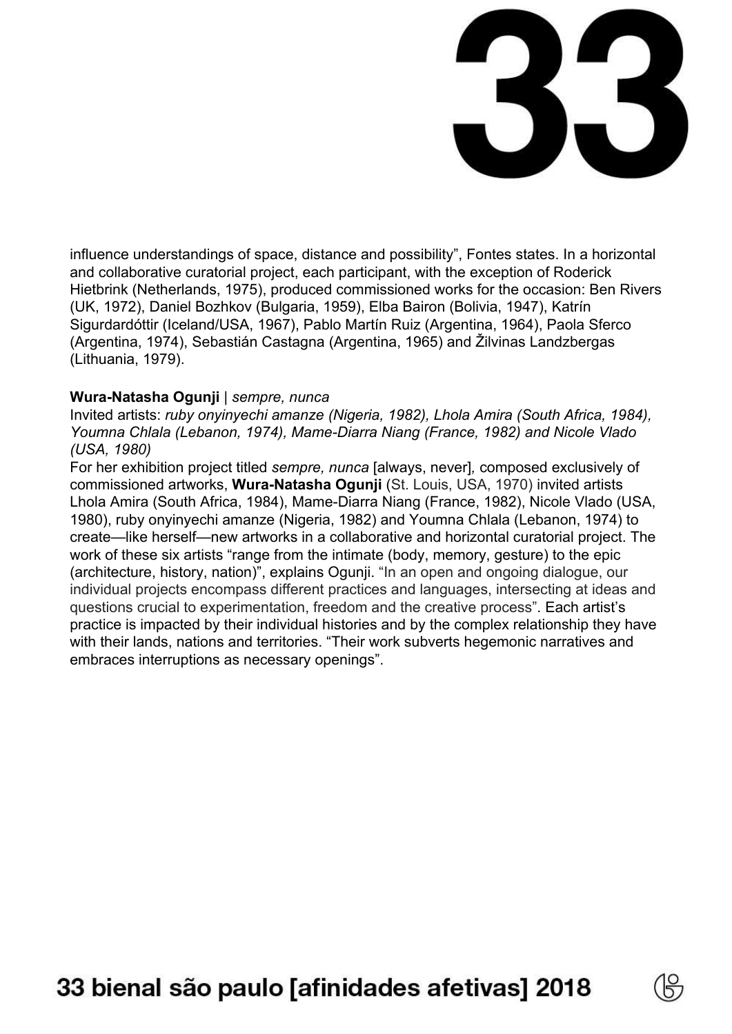influence understandings of space, distance and possibility", Fontes states. In a horizontal and collaborative curatorial project, each participant, with the exception of Roderick Hietbrink (Netherlands, 1975), produced commissioned works for the occasion: Ben Rivers (UK, 1972), Daniel Bozhkov (Bulgaria, 1959), Elba Bairon (Bolivia, 1947), Katrín Sigurdardóttir (Iceland/USA, 1967), Pablo Martín Ruiz (Argentina, 1964), Paola Sferco (Argentina, 1974), Sebastián Castagna (Argentina, 1965) and Žilvinas Landzbergas (Lithuania, 1979).

**Wura-Natasha Ogunji** | *sempre, nunca*

Invited artists: *ruby onyinyechi amanze (Nigeria, 1982), Lhola Amira (South Africa, 1984), Youmna Chlala (Lebanon, 1974), Mame-Diarra Niang (France, 1982) and Nicole Vlado (USA, 1980)*

For her exhibition project titled *sempre, nunca* [always, never], composed exclusively of commissioned artworks, **Wura-Natasha Ogunji** (St. Louis, USA, 1970) invited artists Lhola Amira (South Africa, 1984), Mame-Diarra Niang (France, 1982), Nicole Vlado (USA, 1980), ruby onyinyechi amanze (Nigeria, 1982) and Youmna Chlala (Lebanon, 1974) to create—like herself—new artworks in a collaborative and horizontal curatorial project. The work of these six artists "range from the intimate (body, memory, gesture) to the epic (architecture, history, nation)", explains Ogunji. "In an open and ongoing dialogue, our individual projects encompass different practices and languages, intersecting at ideas and questions crucial to experimentation, freedom and the creative process". Each artist's practice is impacted by their individual histories and by the complex relationship they have with their lands, nations and territories. "Their work subverts hegemonic narratives and embraces interruptions as necessary openings".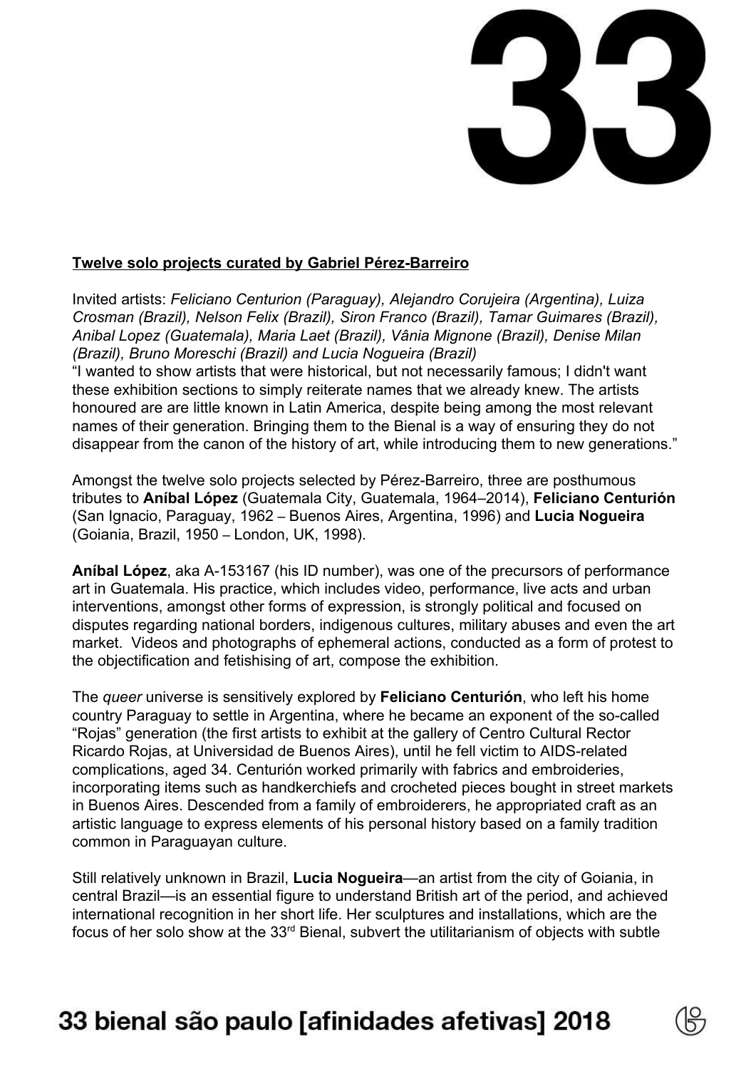**Twelve solo projects curated by Gabriel Pérez-Barreiro**

Invited artists: *Feliciano Centurion (Paraguay), Alejandro Corujeira (Argentina), Luiza Crosman (Brazil), Nelson Felix (Brazil), Siron Franco (Brazil), Tamar Guimares (Brazil), Anibal Lopez (Guatemala), Maria Laet (Brazil), Vânia Mignone (Brazil), Denise Milan (Brazil), Bruno Moreschi (Brazil) and Lucia Nogueira (Brazil)*

"I wanted to show artists that were historical, but not necessarily famous; I didn't want these exhibition sections to simply reiterate names that we already knew. The artists honoured are are little known in Latin America, despite being among the most relevant names of their generation. Bringing them to the Bienal is a way of ensuring they do not disappear from the canon of the history of art, while introducing them to new generations."

Amongst the twelve solo projects selected by Pérez-Barreiro, three are posthumous tributes to **Aníbal López** (Guatemala City, Guatemala, 1964–2014), **Feliciano Centurión** (San Ignacio, Paraguay, 1962 – Buenos Aires, Argentina, 1996) and **Lucia Nogueira** (Goiania, Brazil, 1950 – London, UK, 1998).

**Aníbal López**, aka A-153167 (his ID number), was one of the precursors of performance art in Guatemala. His practice, which includes video, performance, live acts and urban interventions, amongst other forms of expression, is strongly political and focused on disputes regarding national borders, indigenous cultures, military abuses and even the art market. Videos and photographs of ephemeral actions, conducted as a form of protest to the objectification and fetishising of art, compose the exhibition.

The *queer* universe is sensitively explored by **Feliciano Centurión**, who left his home country Paraguay to settle in Argentina, where he became an exponent of the so-called "Rojas" generation (the first artists to exhibit at the gallery of Centro Cultural Rector Ricardo Rojas, at Universidad de Buenos Aires), until he fell victim to AIDS-related complications, aged 34. Centurión worked primarily with fabrics and embroideries, incorporating items such as handkerchiefs and crocheted pieces bought in street markets in Buenos Aires. Descended from a family of embroiderers, he appropriated craft as an artistic language to express elements of his personal history based on a family tradition common in Paraguayan culture.

Still relatively unknown in Brazil, **Lucia Nogueira**—an artist from the city of Goiania, in central Brazil—is an essential figure to understand British art of the period, and achieved international recognition in her short life. Her sculptures and installations, which are the focus of her solo show at the 33rd Bienal, subvert the utilitarianism of objects with subtle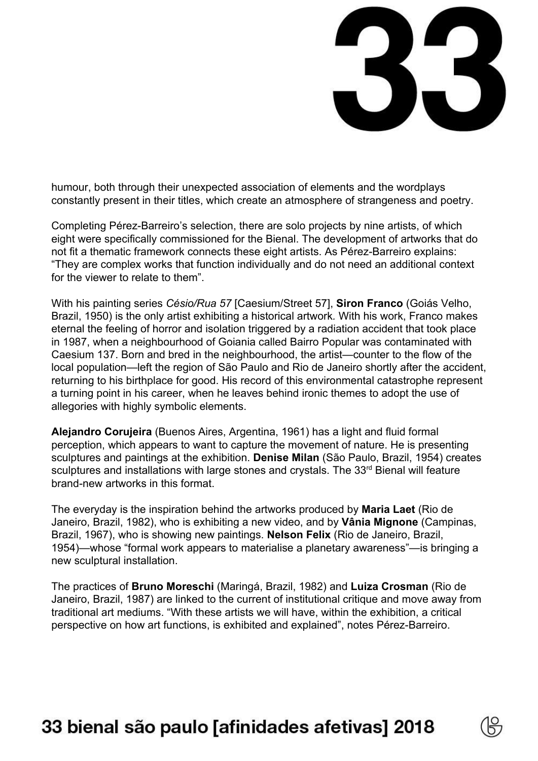humour, both through their unexpected association of elements and the wordplays constantly present in their titles, which create an atmosphere of strangeness and poetry.

Completing Pérez-Barreiro's selection, there are solo projects by nine artists, of which eight were specifically commissioned for the Bienal. The development of artworks that do not fit a thematic framework connects these eight artists. As Pérez-Barreiro explains: "They are complex works that function individually and do not need an additional context for the viewer to relate to them".

With his painting series *Césio/Rua 57* [Caesium/Street 57], **Siron Franco** (Goiás Velho, Brazil, 1950) is the only artist exhibiting a historical artwork. With his work, Franco makes eternal the feeling of horror and isolation triggered by a radiation accident that took place in 1987, when a neighbourhood of Goiania called Bairro Popular was contaminated with Caesium 137. Born and bred in the neighbourhood, the artist—counter to the flow of the local population—left the region of São Paulo and Rio de Janeiro shortly after the accident, returning to his birthplace for good. His record of this environmental catastrophe represent a turning point in his career, when he leaves behind ironic themes to adopt the use of allegories with highly symbolic elements.

**Alejandro Corujeira** (Buenos Aires, Argentina, 1961) has a light and fluid formal perception, which appears to want to capture the movement of nature. He is presenting sculptures and paintings at the exhibition. **Denise Milan** (São Paulo, Brazil, 1954) creates sculptures and installations with large stones and crystals. The 33rd Bienal will feature brand-new artworks in this format.

The everyday is the inspiration behind the artworks produced by **Maria Laet** (Rio de Janeiro, Brazil, 1982), who is exhibiting a new video, and by **Vânia Mignone** (Campinas, Brazil, 1967), who is showing new paintings. **Nelson Felix** (Rio de Janeiro, Brazil, 1954)—whose "formal work appears to materialise a planetary awareness"—is bringing a new sculptural installation.

The practices of **Bruno Moreschi** (Maringá, Brazil, 1982) and **Luiza Crosman** (Rio de Janeiro, Brazil, 1987) are linked to the current of institutional critique and move away from traditional art mediums. "With these artists we will have, within the exhibition, a critical perspective on how art functions, is exhibited and explained", notes Pérez-Barreiro.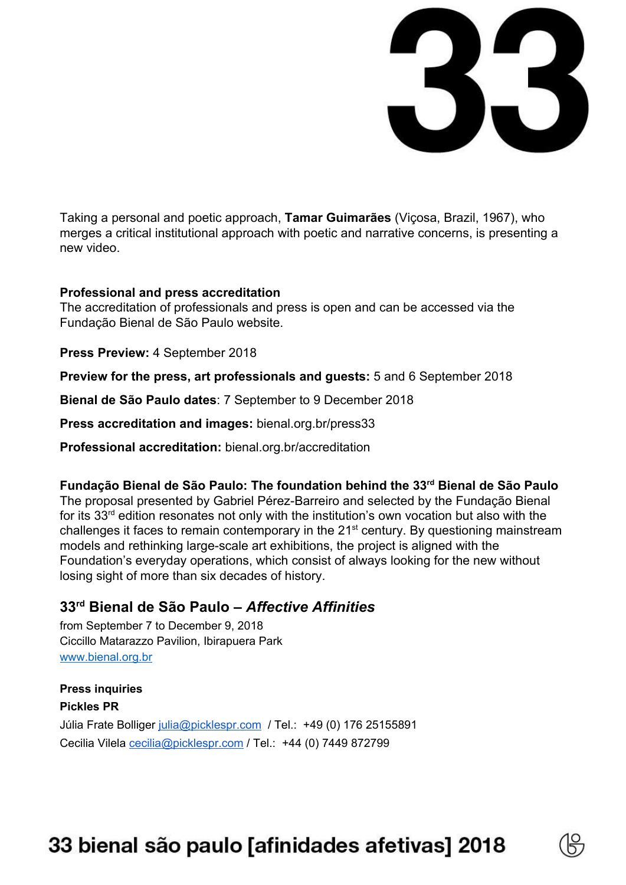Taking a personal and poetic approach, **Tamar Guimarães** (Viçosa, Brazil, 1967), who merges a critical institutional approach with poetic and narrative concerns, is presenting a new video.

**Professional and press accreditation**
The accreditation of professionals and press is open and can be accessed via the Fundação Bienal de São Paulo website.

**Press Preview:** 4 September 2018

**Preview for the press, art professionals and guests:** 5 and 6 September 2018

**Bienal de São Paulo dates**: 7 September to 9 December 2018

**Press accreditation and images:** bienal.org.br/press33

**Professional accreditation:** bienal.org.br/accreditation

**Fundação Bienal de São Paulo: The foundation behind the 33rd Bienal de São Paulo**
The proposal presented by Gabriel Pérez-Barreiro and selected by the Fundação Bienal for its 33rd edition resonates not only with the institution's own vocation but also with the challenges it faces to remain contemporary in the 21st century. By questioning mainstream models and rethinking large-scale art exhibitions, the project is aligned with the Foundation's everyday operations, which consist of always looking for the new without losing sight of more than six decades of history.

## 33rd Bienal de São Paulo – *Affective Affinities*

from September 7 to December 9, 2018
Ciccillo Matarazzo Pavilion, Ibirapuera Park
www.bienal.org.br

**Press inquiries**
**Pickles PR**
Júlia Frate Bolliger julia@picklespr.com / Tel.: +49 (0) 176 25155891
Cecilia Vilela cecilia@picklespr.com / Tel.: +44 (0) 7449 872799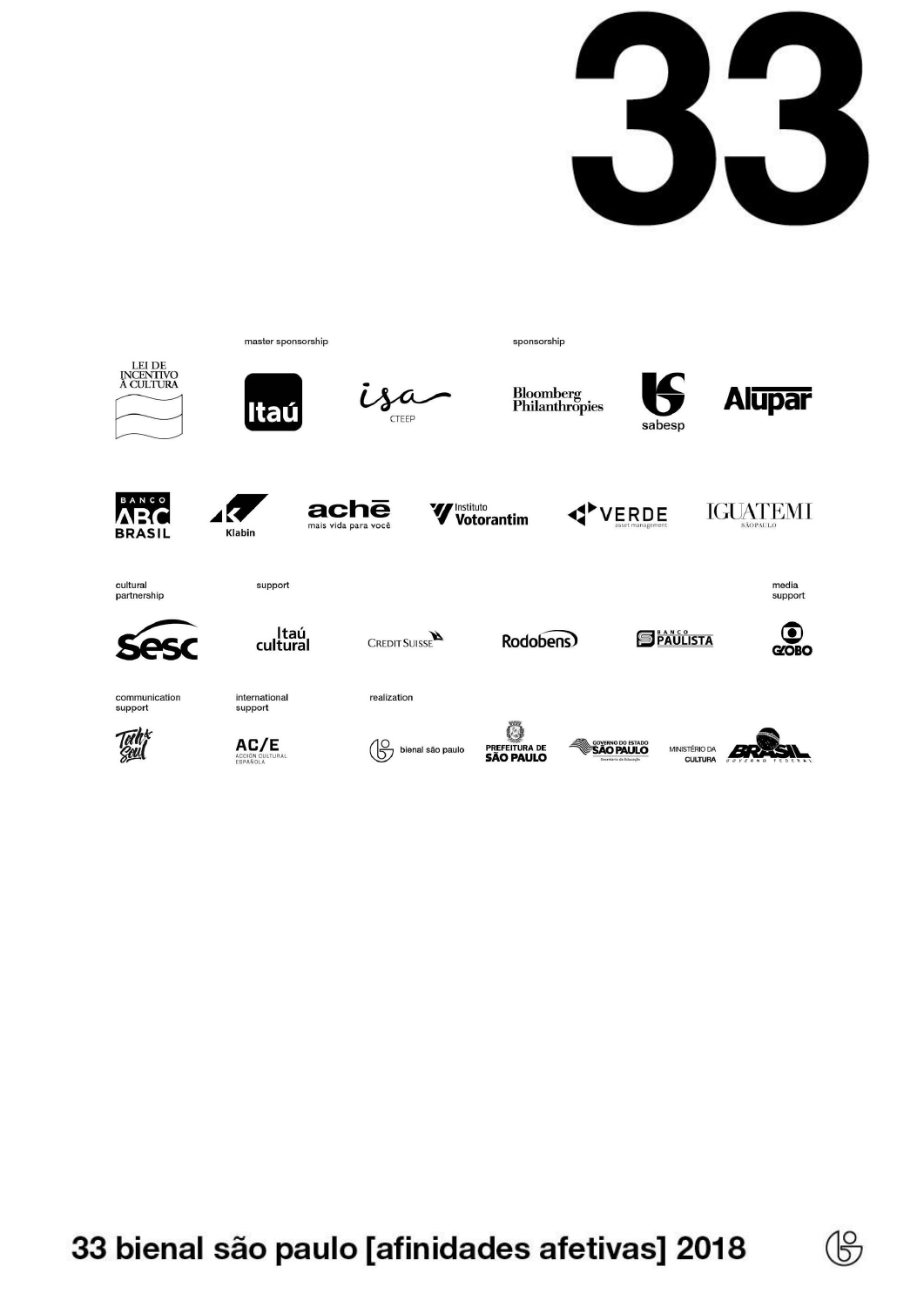# 33

master sponsorship

LEI DE INCENTIVO À CULTURA

Itaú

isa CTEEP

sponsorship

Bloomberg Philanthropies

sabesp

Alupar

BANCO ABC BRASIL

Klabin

achē mais vida para você

Instituto Votorantim

VERDE asset management

IGUATEMI SÃO PAULO

cultural partnership

Sesc

support

Itaú cultural

CREDIT SUISSE

Rodobens

BANCO PAULISTA

media support

GLOBO

communication support

Tech & Soul

international support

AC/E ACCIÓN CULTURAL ESPAÑOLA

realization

bienal são paulo

PREFEITURA DE SÃO PAULO

GOVERNO DO ESTADO SÃO PAULO

MINISTÉRIO DA CULTURA

BRASIL GOVERNO FEDERAL

33 bienal são paulo [afinidades afetivas] 2018